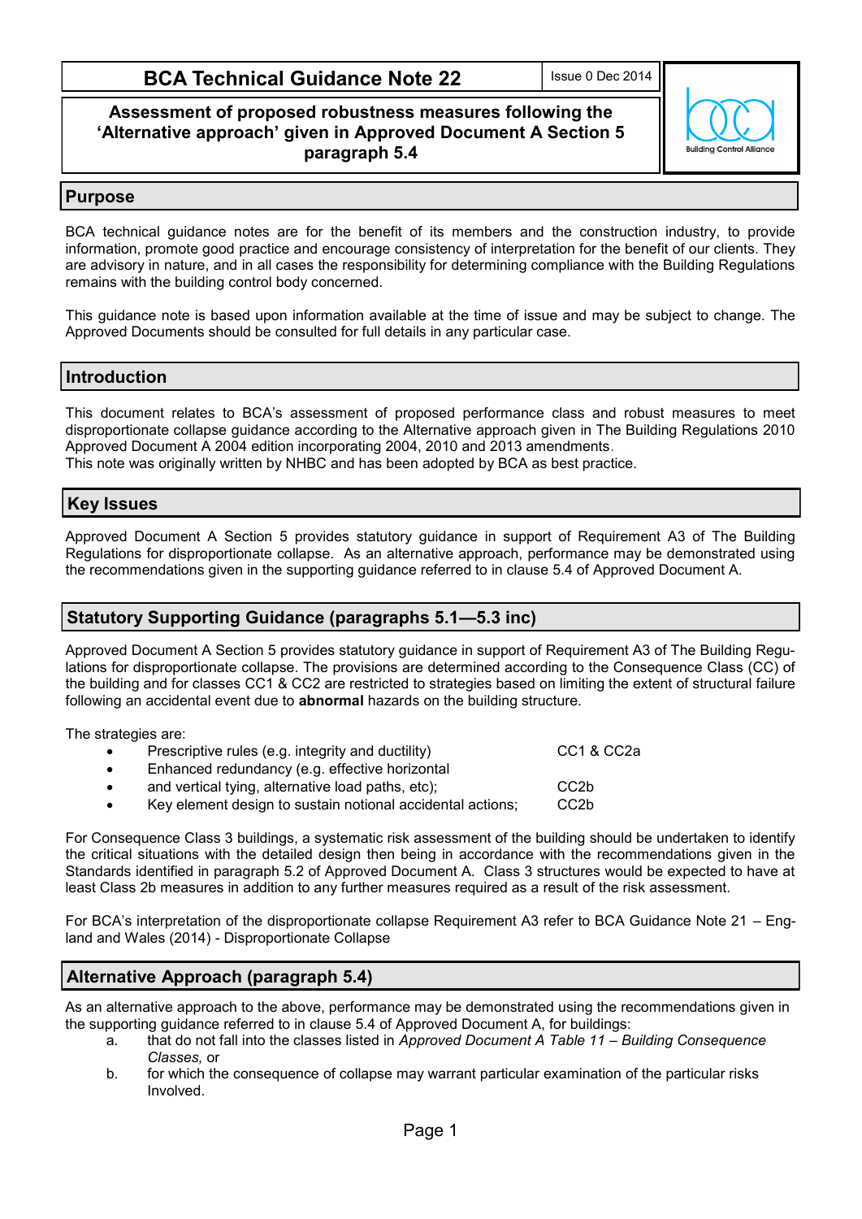# BCA Technical Guidance Note 22

Issue 0 Dec 2014

**Assessment of proposed robustness measures following the 'Alternative approach' given in Approved Document A Section 5 paragraph 5.4**

## Purpose

BCA technical guidance notes are for the benefit of its members and the construction industry, to provide information, promote good practice and encourage consistency of interpretation for the benefit of our clients. They are advisory in nature, and in all cases the responsibility for determining compliance with the Building Regulations remains with the building control body concerned.

This guidance note is based upon information available at the time of issue and may be subject to change. The Approved Documents should be consulted for full details in any particular case.

## Introduction

This document relates to BCA's assessment of proposed performance class and robust measures to meet disproportionate collapse guidance according to the Alternative approach given in The Building Regulations 2010 Approved Document A 2004 edition incorporating 2004, 2010 and 2013 amendments.
This note was originally written by NHBC and has been adopted by BCA as best practice.

## Key Issues

Approved Document A Section 5 provides statutory guidance in support of Requirement A3 of The Building Regulations for disproportionate collapse. As an alternative approach, performance may be demonstrated using the recommendations given in the supporting guidance referred to in clause 5.4 of Approved Document A.

## Statutory Supporting Guidance (paragraphs 5.1—5.3 inc)

Approved Document A Section 5 provides statutory guidance in support of Requirement A3 of The Building Regulations for disproportionate collapse. The provisions are determined according to the Consequence Class (CC) of the building and for classes CC1 & CC2 are restricted to strategies based on limiting the extent of structural failure following an accidental event due to **abnormal** hazards on the building structure.

The strategies are:

- Prescriptive rules (e.g. integrity and ductility) — CC1 & CC2a
- Enhanced redundancy (e.g. effective horizontal
- and vertical tying, alternative load paths, etc); — CC2b
- Key element design to sustain notional accidental actions; — CC2b

For Consequence Class 3 buildings, a systematic risk assessment of the building should be undertaken to identify the critical situations with the detailed design then being in accordance with the recommendations given in the Standards identified in paragraph 5.2 of Approved Document A. Class 3 structures would be expected to have at least Class 2b measures in addition to any further measures required as a result of the risk assessment.

For BCA's interpretation of the disproportionate collapse Requirement A3 refer to BCA Guidance Note 21 – England and Wales (2014) - Disproportionate Collapse

## Alternative Approach (paragraph 5.4)

As an alternative approach to the above, performance may be demonstrated using the recommendations given in the supporting guidance referred to in clause 5.4 of Approved Document A, for buildings:

a. that do not fall into the classes listed in *Approved Document A Table 11 – Building Consequence Classes,* or
b. for which the consequence of collapse may warrant particular examination of the particular risks Involved.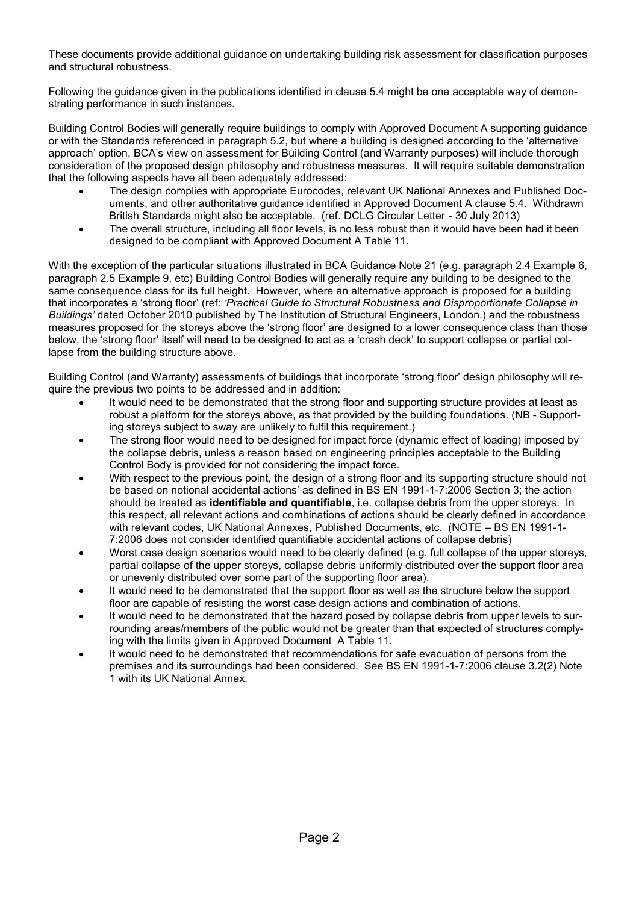These documents provide additional guidance on undertaking building risk assessment for classification purposes and structural robustness.

Following the guidance given in the publications identified in clause 5.4 might be one acceptable way of demonstrating performance in such instances.

Building Control Bodies will generally require buildings to comply with Approved Document A supporting guidance or with the Standards referenced in paragraph 5.2, but where a building is designed according to the 'alternative approach' option, BCA's view on assessment for Building Control (and Warranty purposes) will include thorough consideration of the proposed design philosophy and robustness measures. It will require suitable demonstration that the following aspects have all been adequately addressed:

- The design complies with appropriate Eurocodes, relevant UK National Annexes and Published Documents, and other authoritative guidance identified in Approved Document A clause 5.4. Withdrawn British Standards might also be acceptable. (ref. DCLG Circular Letter - 30 July 2013)
- The overall structure, including all floor levels, is no less robust than it would have been had it been designed to be compliant with Approved Document A Table 11.

With the exception of the particular situations illustrated in BCA Guidance Note 21 (e.g. paragraph 2.4 Example 6, paragraph 2.5 Example 9, etc) Building Control Bodies will generally require any building to be designed to the same consequence class for its full height. However, where an alternative approach is proposed for a building that incorporates a 'strong floor' (ref: *'Practical Guide to Structural Robustness and Disproportionate Collapse in Buildings'* dated October 2010 published by The Institution of Structural Engineers, London.) and the robustness measures proposed for the storeys above the 'strong floor' are designed to a lower consequence class than those below, the 'strong floor' itself will need to be designed to act as a 'crash deck' to support collapse or partial collapse from the building structure above.

Building Control (and Warranty) assessments of buildings that incorporate 'strong floor' design philosophy will require the previous two points to be addressed and in addition:

- It would need to be demonstrated that the strong floor and supporting structure provides at least as robust a platform for the storeys above, as that provided by the building foundations. (NB - Supporting storeys subject to sway are unlikely to fulfil this requirement.)
- The strong floor would need to be designed for impact force (dynamic effect of loading) imposed by the collapse debris, unless a reason based on engineering principles acceptable to the Building Control Body is provided for not considering the impact force.
- With respect to the previous point, the design of a strong floor and its supporting structure should not be based on notional accidental actions' as defined in BS EN 1991-1-7:2006 Section 3; the action should be treated as **identifiable and quantifiable**, i.e. collapse debris from the upper storeys. In this respect, all relevant actions and combinations of actions should be clearly defined in accordance with relevant codes, UK National Annexes, Published Documents, etc. (NOTE – BS EN 1991-1-7:2006 does not consider identified quantifiable accidental actions of collapse debris)
- Worst case design scenarios would need to be clearly defined (e.g. full collapse of the upper storeys, partial collapse of the upper storeys, collapse debris uniformly distributed over the support floor area or unevenly distributed over some part of the supporting floor area).
- It would need to be demonstrated that the support floor as well as the structure below the support floor are capable of resisting the worst case design actions and combination of actions.
- It would need to be demonstrated that the hazard posed by collapse debris from upper levels to surrounding areas/members of the public would not be greater than that expected of structures complying with the limits given in Approved Document A Table 11.
- It would need to be demonstrated that recommendations for safe evacuation of persons from the premises and its surroundings had been considered. See BS EN 1991-1-7:2006 clause 3.2(2) Note 1 with its UK National Annex.